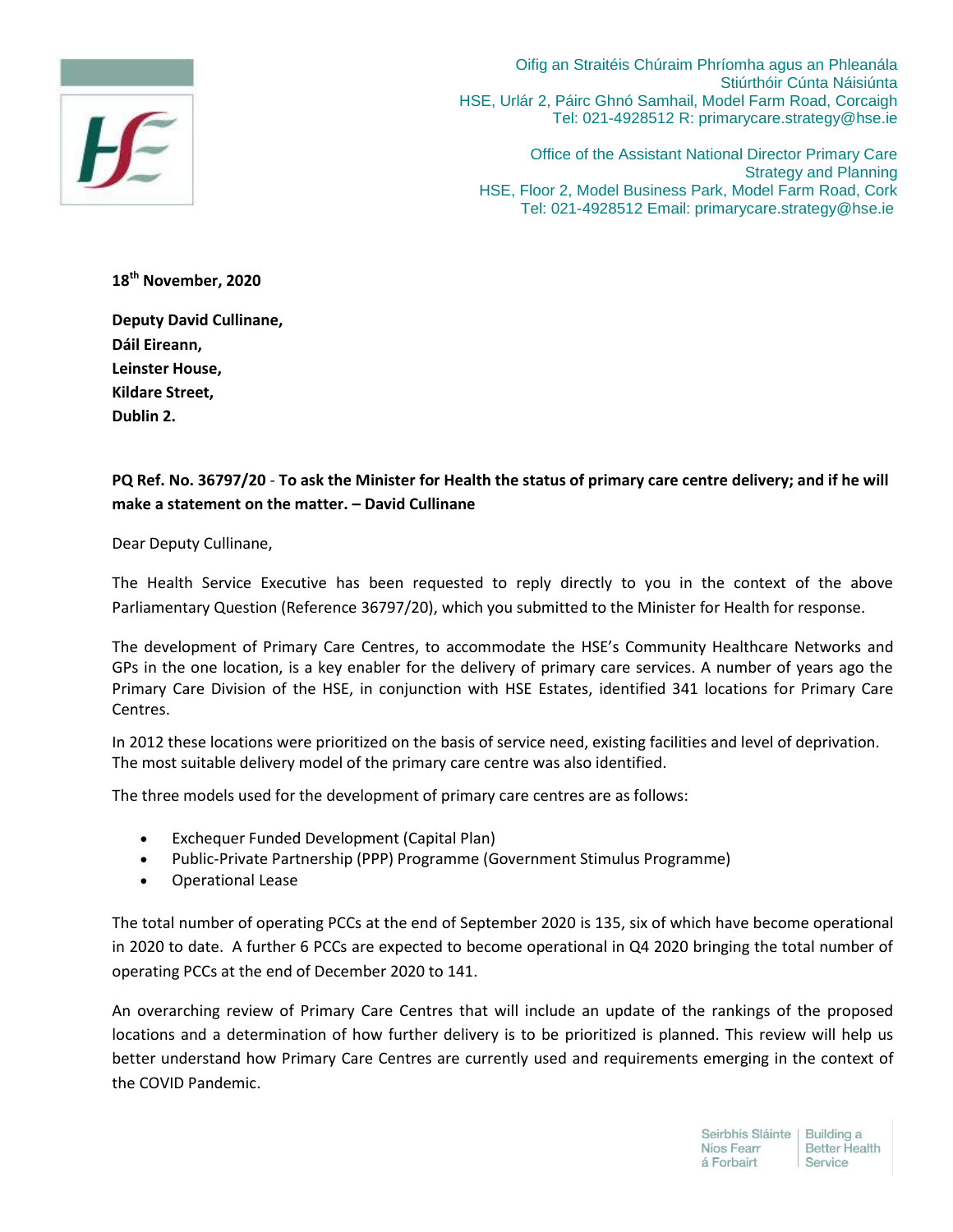Oifig an Straitéis Chúraim Phríomha agus an Phleanála
Stiúrthóir Cúnta Náisiúnta
HSE, Urlár 2, Páirc Ghnó Samhail, Model Farm Road, Corcaigh
Tel: 021-4928512 R: primarycare.strategy@hse.ie

Office of the Assistant National Director Primary Care
Strategy and Planning
HSE, Floor 2, Model Business Park, Model Farm Road, Cork
Tel: 021-4928512 Email: primarycare.strategy@hse.ie

**18th November, 2020**

**Deputy David Cullinane,**
**Dáil Eireann,**
**Leinster House,**
**Kildare Street,**
**Dublin 2.**

**PQ Ref. No. 36797/20** - **To ask the Minister for Health the status of primary care centre delivery; and if he will make a statement on the matter. – David Cullinane**

Dear Deputy Cullinane,

The Health Service Executive has been requested to reply directly to you in the context of the above Parliamentary Question (Reference 36797/20), which you submitted to the Minister for Health for response.

The development of Primary Care Centres, to accommodate the HSE's Community Healthcare Networks and GPs in the one location, is a key enabler for the delivery of primary care services. A number of years ago the Primary Care Division of the HSE, in conjunction with HSE Estates, identified 341 locations for Primary Care Centres.

In 2012 these locations were prioritized on the basis of service need, existing facilities and level of deprivation. The most suitable delivery model of the primary care centre was also identified.

The three models used for the development of primary care centres are as follows:

- Exchequer Funded Development (Capital Plan)
- Public-Private Partnership (PPP) Programme (Government Stimulus Programme)
- Operational Lease

The total number of operating PCCs at the end of September 2020 is 135, six of which have become operational in 2020 to date. A further 6 PCCs are expected to become operational in Q4 2020 bringing the total number of operating PCCs at the end of December 2020 to 141.

An overarching review of Primary Care Centres that will include an update of the rankings of the proposed locations and a determination of how further delivery is to be prioritized is planned. This review will help us better understand how Primary Care Centres are currently used and requirements emerging in the context of the COVID Pandemic.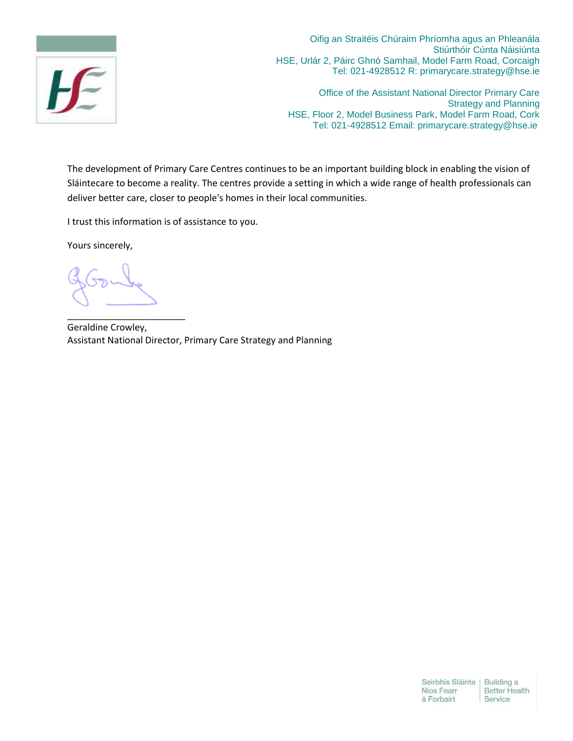Oifig an Straitéis Chúraim Phríomha agus an Phleanála
Stiúrthóir Cúnta Náisiúnta
HSE, Urlár 2, Páirc Ghnó Samhail, Model Farm Road, Corcaigh
Tel: 021-4928512 R: primarycare.strategy@hse.ie

Office of the Assistant National Director Primary Care
Strategy and Planning
HSE, Floor 2, Model Business Park, Model Farm Road, Cork
Tel: 021-4928512 Email: primarycare.strategy@hse.ie

The development of Primary Care Centres continues to be an important building block in enabling the vision of Sláintecare to become a reality. The centres provide a setting in which a wide range of health professionals can deliver better care, closer to people's homes in their local communities.

I trust this information is of assistance to you.

Yours sincerely,

\_\_\_\_\_\_\_\_\_\_\_\_\_\_\_\_\_\_\_\_\_\_\_\_

Geraldine Crowley,
Assistant National Director, Primary Care Strategy and Planning

Seirbhís Sláinte Níos Fearr á Forbairt | Building a Better Health Service